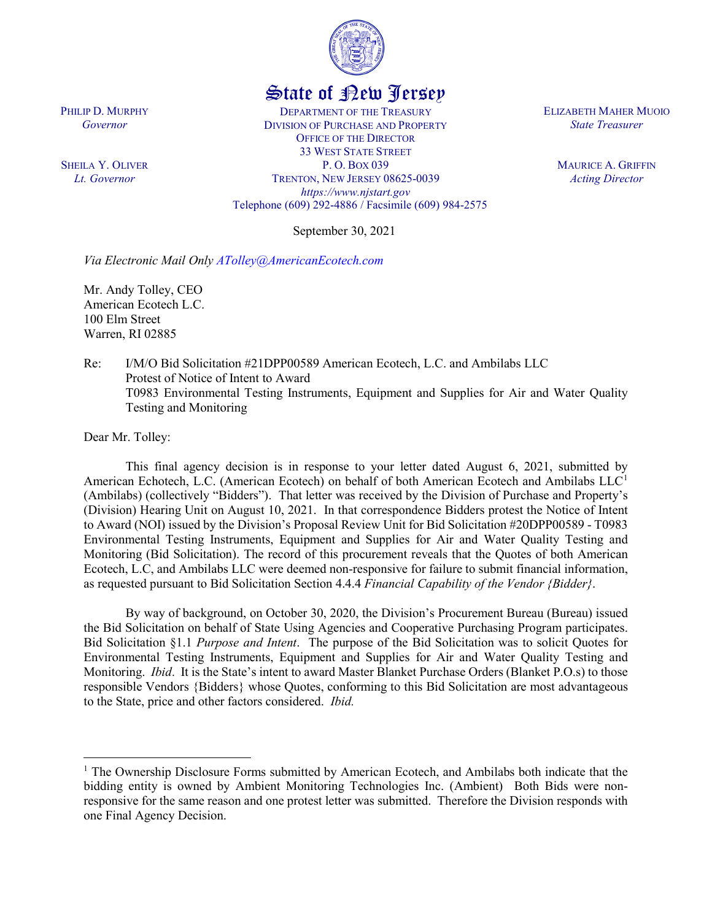# State of New Jersey

PHILIP D. MURPHY
*Governor*

SHEILA Y. OLIVER
*Lt. Governor*

DEPARTMENT OF THE TREASURY
DIVISION OF PURCHASE AND PROPERTY
OFFICE OF THE DIRECTOR
33 WEST STATE STREET
P. O. BOX 039
TRENTON, NEW JERSEY 08625-0039
*https://www.njstart.gov*
Telephone (609) 292-4886 / Facsimile (609) 984-2575

ELIZABETH MAHER MUOIO
*State Treasurer*

MAURICE A. GRIFFIN
*Acting Director*

September 30, 2021

*Via Electronic Mail Only ATolley@AmericanEcotech.com*

Mr. Andy Tolley, CEO
American Ecotech L.C.
100 Elm Street
Warren, RI 02885

Re: I/M/O Bid Solicitation #21DPP00589 American Ecotech, L.C. and Ambilabs LLC
Protest of Notice of Intent to Award
T0983 Environmental Testing Instruments, Equipment and Supplies for Air and Water Quality Testing and Monitoring

Dear Mr. Tolley:

This final agency decision is in response to your letter dated August 6, 2021, submitted by American Echotech, L.C. (American Ecotech) on behalf of both American Ecotech and Ambilabs LLC[1] (Ambilabs) (collectively "Bidders"). That letter was received by the Division of Purchase and Property's (Division) Hearing Unit on August 10, 2021. In that correspondence Bidders protest the Notice of Intent to Award (NOI) issued by the Division's Proposal Review Unit for Bid Solicitation #20DPP00589 - T0983 Environmental Testing Instruments, Equipment and Supplies for Air and Water Quality Testing and Monitoring (Bid Solicitation). The record of this procurement reveals that the Quotes of both American Ecotech, L.C, and Ambilabs LLC were deemed non-responsive for failure to submit financial information, as requested pursuant to Bid Solicitation Section 4.4.4 *Financial Capability of the Vendor {Bidder}*.

By way of background, on October 30, 2020, the Division's Procurement Bureau (Bureau) issued the Bid Solicitation on behalf of State Using Agencies and Cooperative Purchasing Program participates. Bid Solicitation §1.1 *Purpose and Intent*. The purpose of the Bid Solicitation was to solicit Quotes for Environmental Testing Instruments, Equipment and Supplies for Air and Water Quality Testing and Monitoring. *Ibid*. It is the State's intent to award Master Blanket Purchase Orders (Blanket P.O.s) to those responsible Vendors {Bidders} whose Quotes, conforming to this Bid Solicitation are most advantageous to the State, price and other factors considered. *Ibid.*

---

[1] The Ownership Disclosure Forms submitted by American Ecotech, and Ambilabs both indicate that the bidding entity is owned by Ambient Monitoring Technologies Inc. (Ambient) Both Bids were non-responsive for the same reason and one protest letter was submitted. Therefore the Division responds with one Final Agency Decision.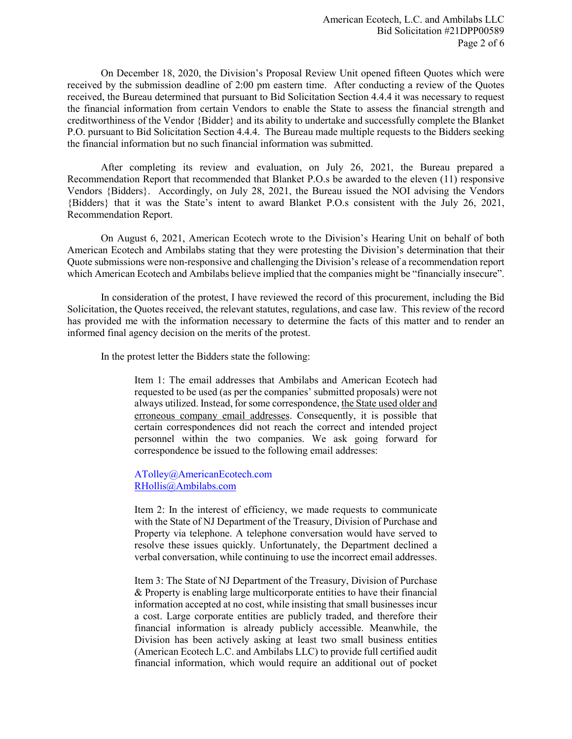On December 18, 2020, the Division's Proposal Review Unit opened fifteen Quotes which were received by the submission deadline of 2:00 pm eastern time. After conducting a review of the Quotes received, the Bureau determined that pursuant to Bid Solicitation Section 4.4.4 it was necessary to request the financial information from certain Vendors to enable the State to assess the financial strength and creditworthiness of the Vendor {Bidder} and its ability to undertake and successfully complete the Blanket P.O. pursuant to Bid Solicitation Section 4.4.4. The Bureau made multiple requests to the Bidders seeking the financial information but no such financial information was submitted.

After completing its review and evaluation, on July 26, 2021, the Bureau prepared a Recommendation Report that recommended that Blanket P.O.s be awarded to the eleven (11) responsive Vendors {Bidders}. Accordingly, on July 28, 2021, the Bureau issued the NOI advising the Vendors {Bidders} that it was the State's intent to award Blanket P.O.s consistent with the July 26, 2021, Recommendation Report.

On August 6, 2021, American Ecotech wrote to the Division's Hearing Unit on behalf of both American Ecotech and Ambilabs stating that they were protesting the Division's determination that their Quote submissions were non-responsive and challenging the Division's release of a recommendation report which American Ecotech and Ambilabs believe implied that the companies might be "financially insecure".

In consideration of the protest, I have reviewed the record of this procurement, including the Bid Solicitation, the Quotes received, the relevant statutes, regulations, and case law. This review of the record has provided me with the information necessary to determine the facts of this matter and to render an informed final agency decision on the merits of the protest.

In the protest letter the Bidders state the following:

> Item 1: The email addresses that Ambilabs and American Ecotech had requested to be used (as per the companies' submitted proposals) were not always utilized. Instead, for some correspondence, <u>the State used older and erroneous company email addresses</u>. Consequently, it is possible that certain correspondences did not reach the correct and intended project personnel within the two companies. We ask going forward for correspondence be issued to the following email addresses:
>
> ATolley@AmericanEcotech.com
> RHollis@Ambilabs.com
>
> Item 2: In the interest of efficiency, we made requests to communicate with the State of NJ Department of the Treasury, Division of Purchase and Property via telephone. A telephone conversation would have served to resolve these issues quickly. Unfortunately, the Department declined a verbal conversation, while continuing to use the incorrect email addresses.
>
> Item 3: The State of NJ Department of the Treasury, Division of Purchase & Property is enabling large multicorporate entities to have their financial information accepted at no cost, while insisting that small businesses incur a cost. Large corporate entities are publicly traded, and therefore their financial information is already publicly accessible. Meanwhile, the Division has been actively asking at least two small business entities (American Ecotech L.C. and Ambilabs LLC) to provide full certified audit financial information, which would require an additional out of pocket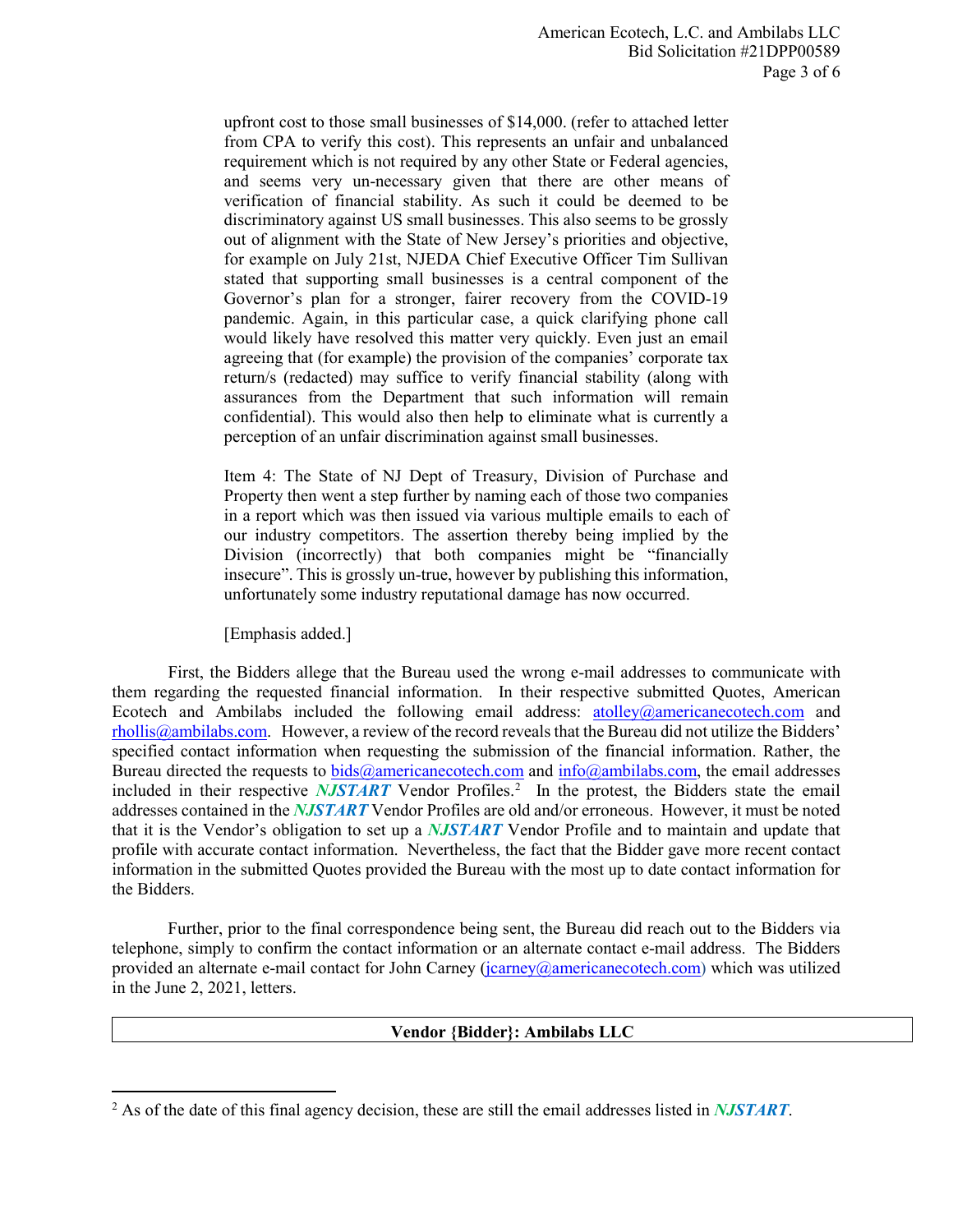> upfront cost to those small businesses of $14,000. (refer to attached letter from CPA to verify this cost). This represents an unfair and unbalanced requirement which is not required by any other State or Federal agencies, and seems very un-necessary given that there are other means of verification of financial stability. As such it could be deemed to be discriminatory against US small businesses. This also seems to be grossly out of alignment with the State of New Jersey's priorities and objective, for example on July 21st, NJEDA Chief Executive Officer Tim Sullivan stated that supporting small businesses is a central component of the Governor's plan for a stronger, fairer recovery from the COVID-19 pandemic. Again, in this particular case, a quick clarifying phone call would likely have resolved this matter very quickly. Even just an email agreeing that (for example) the provision of the companies' corporate tax return/s (redacted) may suffice to verify financial stability (along with assurances from the Department that such information will remain confidential). This would also then help to eliminate what is currently a perception of an unfair discrimination against small businesses.
>
> Item 4: The State of NJ Dept of Treasury, Division of Purchase and Property then went a step further by naming each of those two companies in a report which was then issued via various multiple emails to each of our industry competitors. The assertion thereby being implied by the Division (incorrectly) that both companies might be "financially insecure". This is grossly un-true, however by publishing this information, unfortunately some industry reputational damage has now occurred.
>
> [Emphasis added.]

First, the Bidders allege that the Bureau used the wrong e-mail addresses to communicate with them regarding the requested financial information. In their respective submitted Quotes, American Ecotech and Ambilabs included the following email address: atolley@americanecotech.com and rhollis@ambilabs.com. However, a review of the record reveals that the Bureau did not utilize the Bidders' specified contact information when requesting the submission of the financial information. Rather, the Bureau directed the requests to bids@americanecotech.com and info@ambilabs.com, the email addresses included in their respective ***NJSTART*** Vendor Profiles.[2] In the protest, the Bidders state the email addresses contained in the ***NJSTART*** Vendor Profiles are old and/or erroneous. However, it must be noted that it is the Vendor's obligation to set up a ***NJSTART*** Vendor Profile and to maintain and update that profile with accurate contact information. Nevertheless, the fact that the Bidder gave more recent contact information in the submitted Quotes provided the Bureau with the most up to date contact information for the Bidders.

Further, prior to the final correspondence being sent, the Bureau did reach out to the Bidders via telephone, simply to confirm the contact information or an alternate contact e-mail address. The Bidders provided an alternate e-mail contact for John Carney (jcarney@americanecotech.com) which was utilized in the June 2, 2021, letters.

| **Vendor {Bidder}: Ambilabs LLC** |
|---|

[2] As of the date of this final agency decision, these are still the email addresses listed in ***NJSTART***.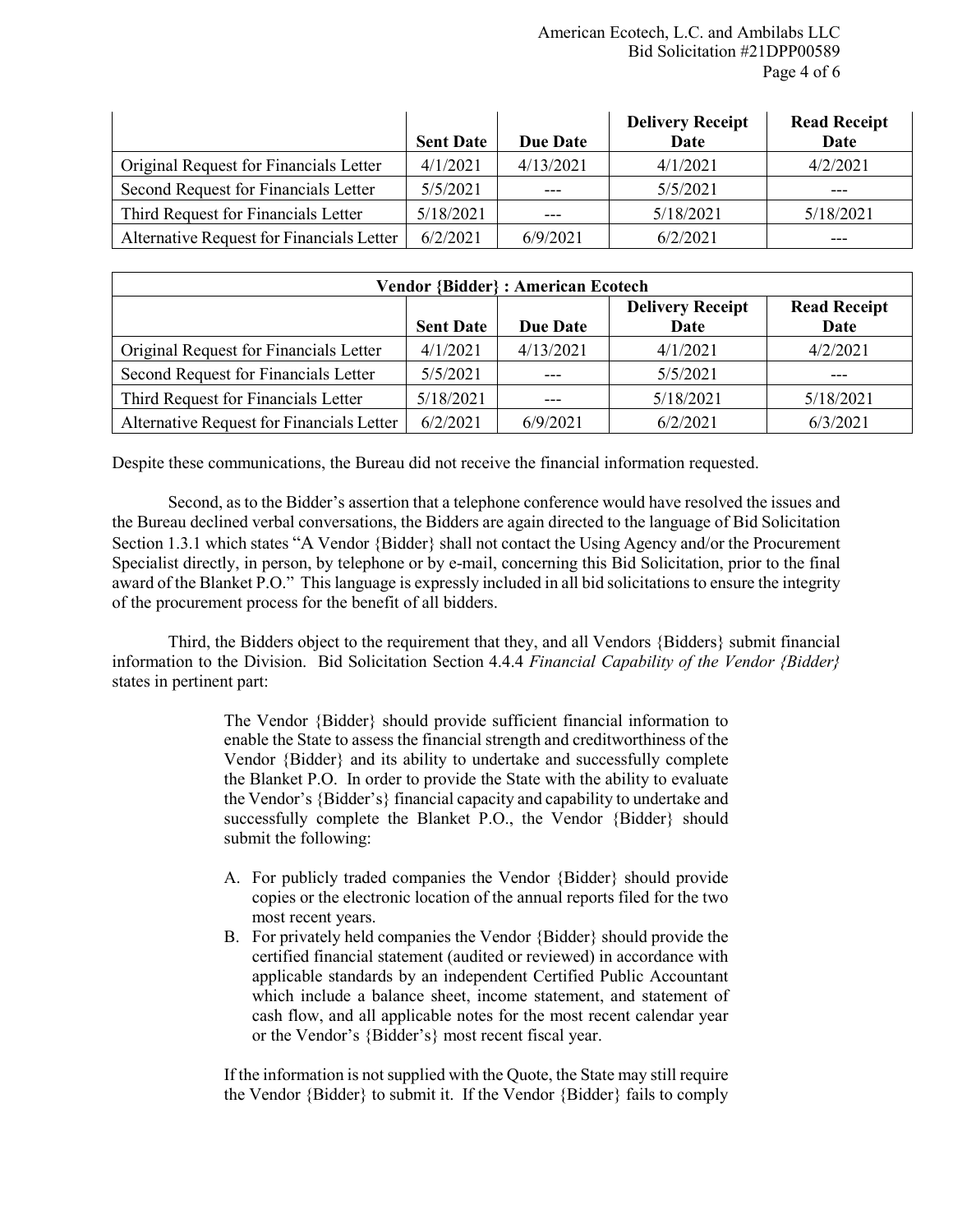| | Sent Date | Due Date | Delivery Receipt Date | Read Receipt Date |
|---|---|---|---|---|
| Original Request for Financials Letter | 4/1/2021 | 4/13/2021 | 4/1/2021 | 4/2/2021 |
| Second Request for Financials Letter | 5/5/2021 | --- | 5/5/2021 | --- |
| Third Request for Financials Letter | 5/18/2021 | --- | 5/18/2021 | 5/18/2021 |
| Alternative Request for Financials Letter | 6/2/2021 | 6/9/2021 | 6/2/2021 | --- |

| Vendor {Bidder} : American Ecotech | | | | |
|---|---|---|---|---|
| | Sent Date | Due Date | Delivery Receipt Date | Read Receipt Date |
| Original Request for Financials Letter | 4/1/2021 | 4/13/2021 | 4/1/2021 | 4/2/2021 |
| Second Request for Financials Letter | 5/5/2021 | --- | 5/5/2021 | --- |
| Third Request for Financials Letter | 5/18/2021 | --- | 5/18/2021 | 5/18/2021 |
| Alternative Request for Financials Letter | 6/2/2021 | 6/9/2021 | 6/2/2021 | 6/3/2021 |

Despite these communications, the Bureau did not receive the financial information requested.

Second, as to the Bidder's assertion that a telephone conference would have resolved the issues and the Bureau declined verbal conversations, the Bidders are again directed to the language of Bid Solicitation Section 1.3.1 which states "A Vendor {Bidder} shall not contact the Using Agency and/or the Procurement Specialist directly, in person, by telephone or by e-mail, concerning this Bid Solicitation, prior to the final award of the Blanket P.O." This language is expressly included in all bid solicitations to ensure the integrity of the procurement process for the benefit of all bidders.

Third, the Bidders object to the requirement that they, and all Vendors {Bidders} submit financial information to the Division. Bid Solicitation Section 4.4.4 *Financial Capability of the Vendor {Bidder}* states in pertinent part:

> The Vendor {Bidder} should provide sufficient financial information to enable the State to assess the financial strength and creditworthiness of the Vendor {Bidder} and its ability to undertake and successfully complete the Blanket P.O. In order to provide the State with the ability to evaluate the Vendor's {Bidder's} financial capacity and capability to undertake and successfully complete the Blanket P.O., the Vendor {Bidder} should submit the following:
>
> A. For publicly traded companies the Vendor {Bidder} should provide copies or the electronic location of the annual reports filed for the two most recent years.
>
> B. For privately held companies the Vendor {Bidder} should provide the certified financial statement (audited or reviewed) in accordance with applicable standards by an independent Certified Public Accountant which include a balance sheet, income statement, and statement of cash flow, and all applicable notes for the most recent calendar year or the Vendor's {Bidder's} most recent fiscal year.
>
> If the information is not supplied with the Quote, the State may still require the Vendor {Bidder} to submit it. If the Vendor {Bidder} fails to comply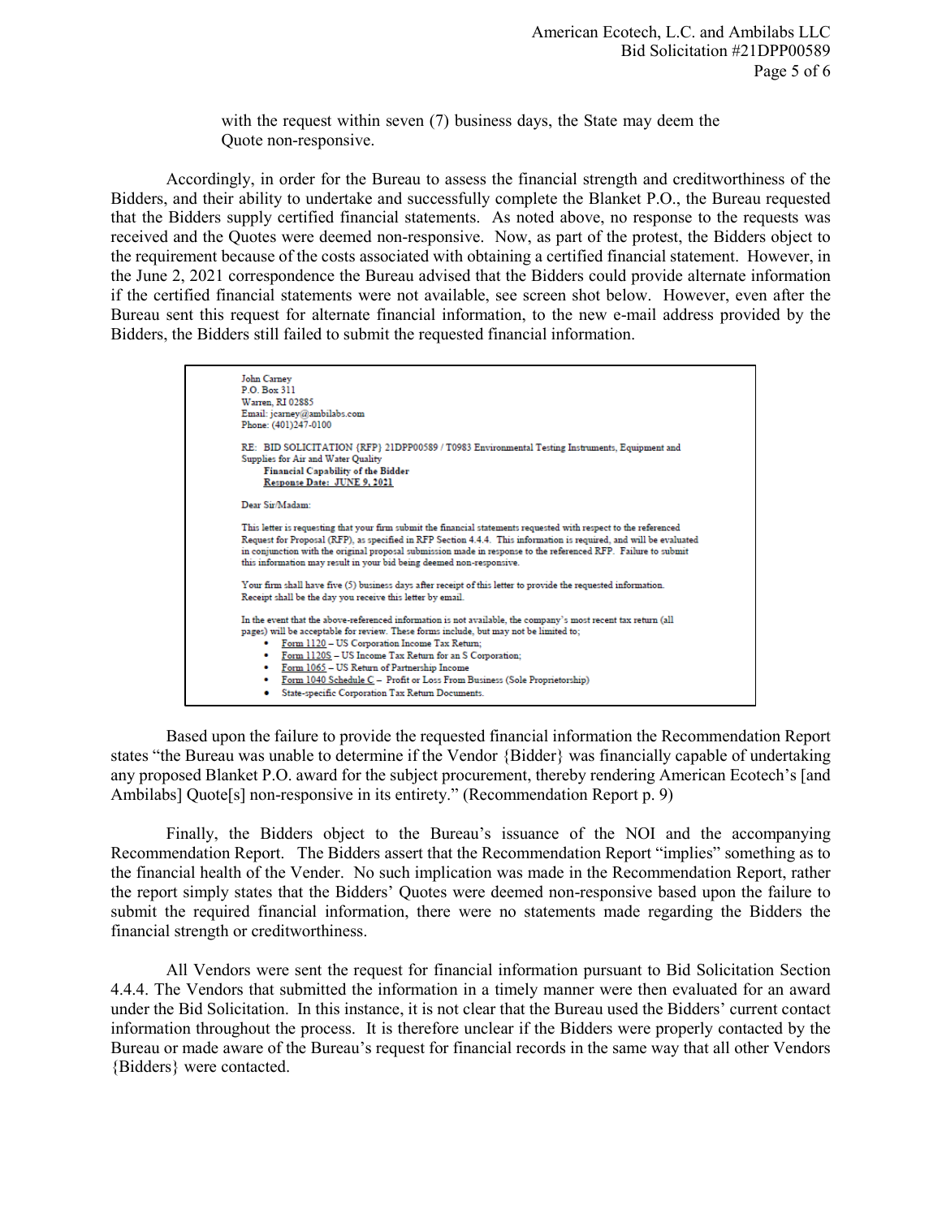with the request within seven (7) business days, the State may deem the Quote non-responsive.

Accordingly, in order for the Bureau to assess the financial strength and creditworthiness of the Bidders, and their ability to undertake and successfully complete the Blanket P.O., the Bureau requested that the Bidders supply certified financial statements. As noted above, no response to the requests was received and the Quotes were deemed non-responsive. Now, as part of the protest, the Bidders object to the requirement because of the costs associated with obtaining a certified financial statement. However, in the June 2, 2021 correspondence the Bureau advised that the Bidders could provide alternate information if the certified financial statements were not available, see screen shot below. However, even after the Bureau sent this request for alternate financial information, to the new e-mail address provided by the Bidders, the Bidders still failed to submit the requested financial information.

> John Carney
> P.O. Box 311
> Warren, RI 02885
> Email: jcarney@ambilabs.com
> Phone: (401)247-0100
>
> RE: BID SOLICITATION {RFP} 21DPP00589 / T0983 Environmental Testing Instruments, Equipment and Supplies for Air and Water Quality
> **Financial Capability of the Bidder**
> **Response Date: JUNE 9, 2021**
>
> Dear Sir/Madam:
>
> This letter is requesting that your firm submit the financial statements requested with respect to the referenced Request for Proposal (RFP), as specified in RFP Section 4.4.4. This information is required, and will be evaluated in conjunction with the original proposal submission made in response to the referenced RFP. Failure to submit this information may result in your bid being deemed non-responsive.
>
> Your firm shall have five (5) business days after receipt of this letter to provide the requested information. Receipt shall be the day you receive this letter by email.
>
> In the event that the above-referenced information is not available, the company's most recent tax return (all pages) will be acceptable for review. These forms include, but may not be limited to;
>
> - Form 1120 – US Corporation Income Tax Return;
> - Form 1120S – US Income Tax Return for an S Corporation;
> - Form 1065 – US Return of Partnership Income
> - Form 1040 Schedule C – Profit or Loss From Business (Sole Proprietorship)
> - State-specific Corporation Tax Return Documents.

Based upon the failure to provide the requested financial information the Recommendation Report states "the Bureau was unable to determine if the Vendor {Bidder} was financially capable of undertaking any proposed Blanket P.O. award for the subject procurement, thereby rendering American Ecotech's [and Ambilabs] Quote[s] non-responsive in its entirety." (Recommendation Report p. 9)

Finally, the Bidders object to the Bureau's issuance of the NOI and the accompanying Recommendation Report. The Bidders assert that the Recommendation Report "implies" something as to the financial health of the Vender. No such implication was made in the Recommendation Report, rather the report simply states that the Bidders' Quotes were deemed non-responsive based upon the failure to submit the required financial information, there were no statements made regarding the Bidders the financial strength or creditworthiness.

All Vendors were sent the request for financial information pursuant to Bid Solicitation Section 4.4.4. The Vendors that submitted the information in a timely manner were then evaluated for an award under the Bid Solicitation. In this instance, it is not clear that the Bureau used the Bidders' current contact information throughout the process. It is therefore unclear if the Bidders were properly contacted by the Bureau or made aware of the Bureau's request for financial records in the same way that all other Vendors {Bidders} were contacted.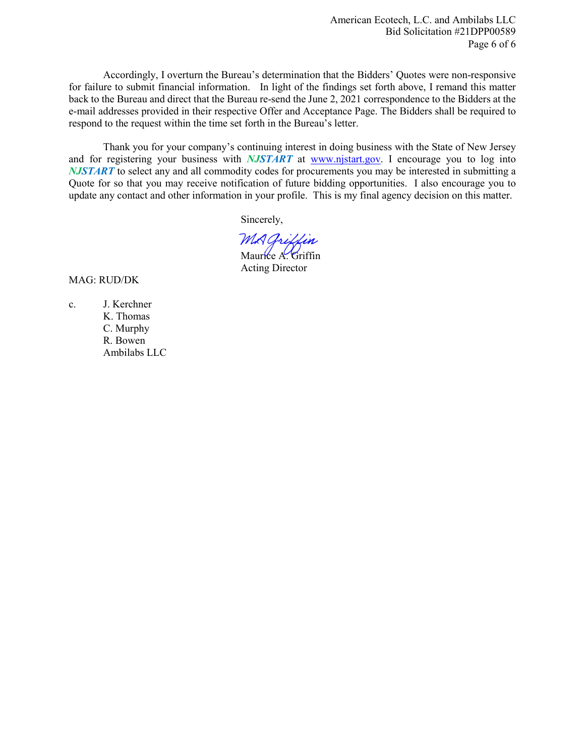Accordingly, I overturn the Bureau's determination that the Bidders' Quotes were non-responsive for failure to submit financial information. In light of the findings set forth above, I remand this matter back to the Bureau and direct that the Bureau re-send the June 2, 2021 correspondence to the Bidders at the e-mail addresses provided in their respective Offer and Acceptance Page. The Bidders shall be required to respond to the request within the time set forth in the Bureau's letter.

Thank you for your company's continuing interest in doing business with the State of New Jersey and for registering your business with ***NJSTART*** at www.njstart.gov. I encourage you to log into ***NJSTART*** to select any and all commodity codes for procurements you may be interested in submitting a Quote for so that you may receive notification of future bidding opportunities. I also encourage you to update any contact and other information in your profile. This is my final agency decision on this matter.

Sincerely,

*MA Griffin*

Maurice A. Griffin
Acting Director

MAG: RUD/DK

c. J. Kerchner
K. Thomas
C. Murphy
R. Bowen
Ambilabs LLC